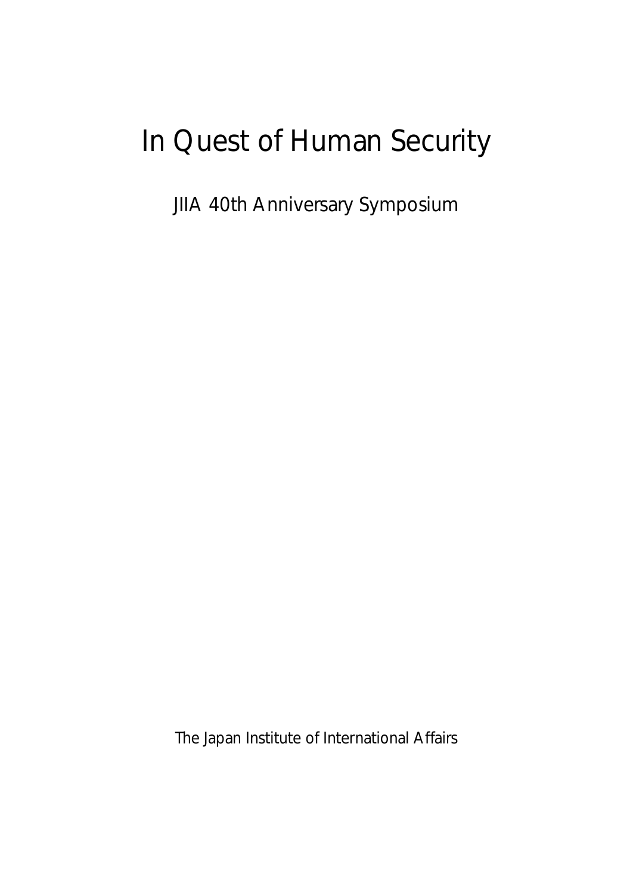# In Quest of Human Security

JIIA 40th Anniversary Symposium

The Japan Institute of International Affairs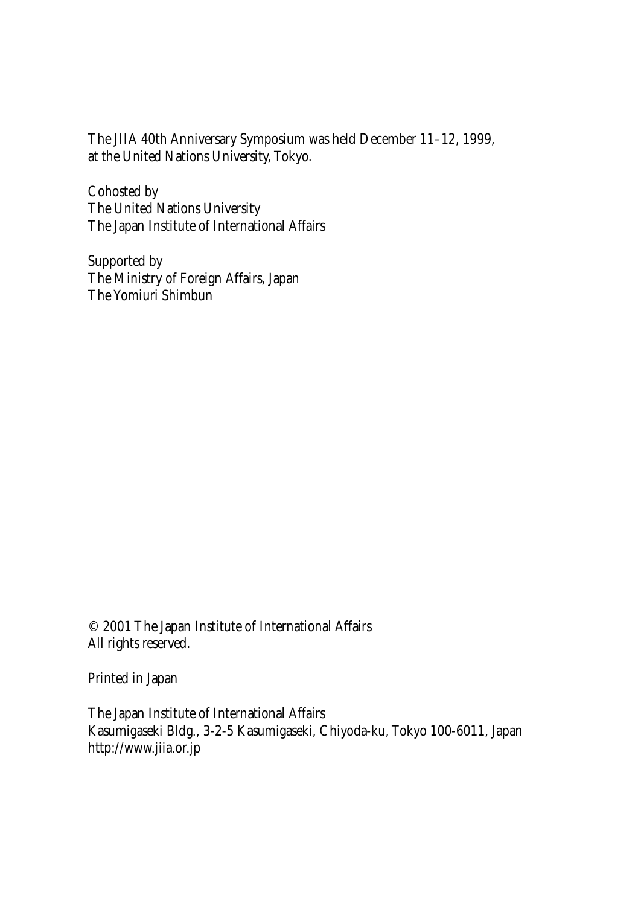The JIIA 40th Anniversary Symposium was held December 11–12, 1999, at the United Nations University, Tokyo.

Cohosted by
The United Nations University
The Japan Institute of International Affairs

Supported by
The Ministry of Foreign Affairs, Japan
The Yomiuri Shimbun

© 2001 The Japan Institute of International Affairs
All rights reserved.

Printed in Japan

The Japan Institute of International Affairs
Kasumigaseki Bldg., 3-2-5 Kasumigaseki, Chiyoda-ku, Tokyo 100-6011, Japan
http://www.jiia.or.jp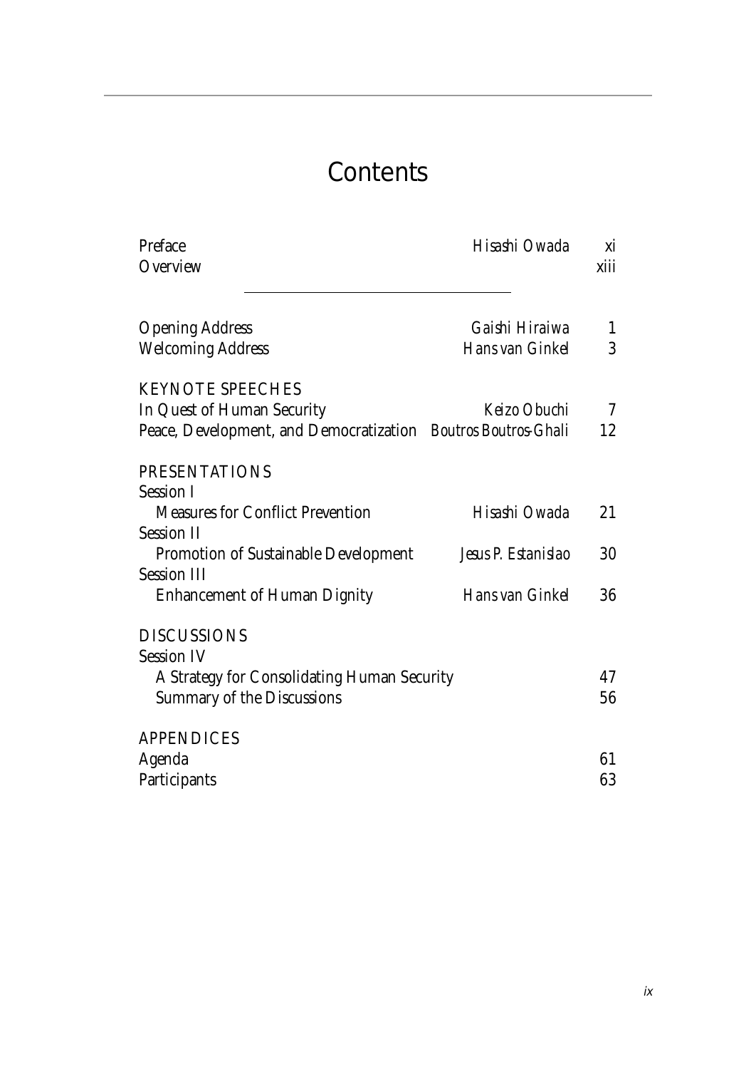# Contents

| | | |
|---|---|---|
| Preface | *Hisashi Owada* | xi |
| Overview | | xiii |
| Opening Address | *Gaishi Hiraiwa* | 1 |
| Welcoming Address | *Hans van Ginkel* | 3 |
| **KEYNOTE SPEECHES** | | |
| In Quest of Human Security | *Keizo Obuchi* | 7 |
| Peace, Development, and Democratization | *Boutros Boutros-Ghali* | 12 |
| **PRESENTATIONS** | | |
| Session I | | |
| Measures for Conflict Prevention | *Hisashi Owada* | 21 |
| Session II | | |
| Promotion of Sustainable Development | *Jesus P. Estanislao* | 30 |
| Session III | | |
| Enhancement of Human Dignity | *Hans van Ginkel* | 36 |
| **DISCUSSIONS** | | |
| Session IV | | |
| A Strategy for Consolidating Human Security | | 47 |
| Summary of the Discussions | | 56 |
| **APPENDICES** | | |
| Agenda | | 61 |
| Participants | | 63 |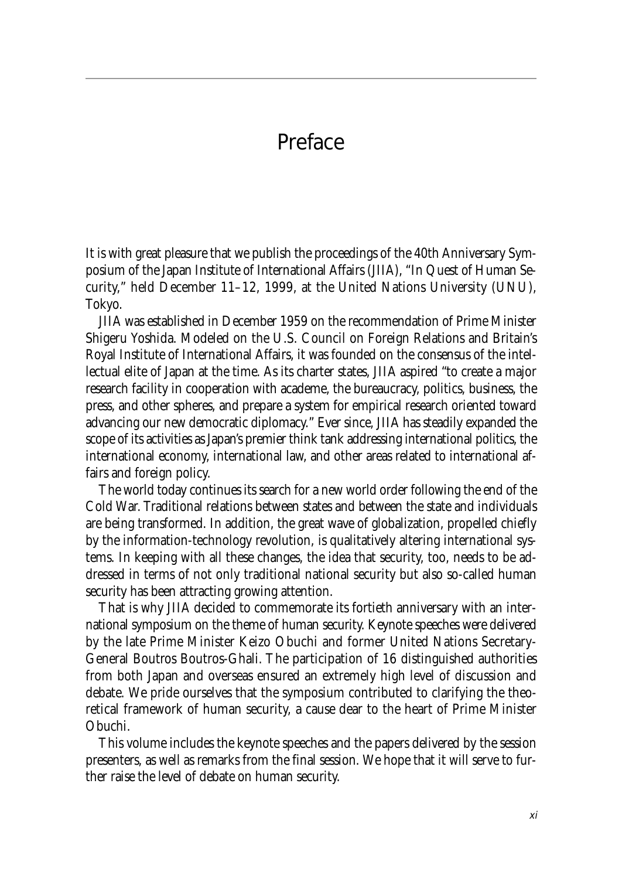# Preface

It is with great pleasure that we publish the proceedings of the 40th Anniversary Symposium of the Japan Institute of International Affairs (JIIA), "In Quest of Human Security," held December 11–12, 1999, at the United Nations University (UNU), Tokyo.

JIIA was established in December 1959 on the recommendation of Prime Minister Shigeru Yoshida. Modeled on the U.S. Council on Foreign Relations and Britain's Royal Institute of International Affairs, it was founded on the consensus of the intellectual elite of Japan at the time. As its charter states, JIIA aspired "to create a major research facility in cooperation with academe, the bureaucracy, politics, business, the press, and other spheres, and prepare a system for empirical research oriented toward advancing our new democratic diplomacy." Ever since, JIIA has steadily expanded the scope of its activities as Japan's premier think tank addressing international politics, the international economy, international law, and other areas related to international affairs and foreign policy.

The world today continues its search for a new world order following the end of the Cold War. Traditional relations between states and between the state and individuals are being transformed. In addition, the great wave of globalization, propelled chiefly by the information-technology revolution, is qualitatively altering international systems. In keeping with all these changes, the idea that security, too, needs to be addressed in terms of not only traditional national security but also so-called human security has been attracting growing attention.

That is why JIIA decided to commemorate its fortieth anniversary with an international symposium on the theme of human security. Keynote speeches were delivered by the late Prime Minister Keizo Obuchi and former United Nations Secretary-General Boutros Boutros-Ghali. The participation of 16 distinguished authorities from both Japan and overseas ensured an extremely high level of discussion and debate. We pride ourselves that the symposium contributed to clarifying the theoretical framework of human security, a cause dear to the heart of Prime Minister Obuchi.

This volume includes the keynote speeches and the papers delivered by the session presenters, as well as remarks from the final session. We hope that it will serve to further raise the level of debate on human security.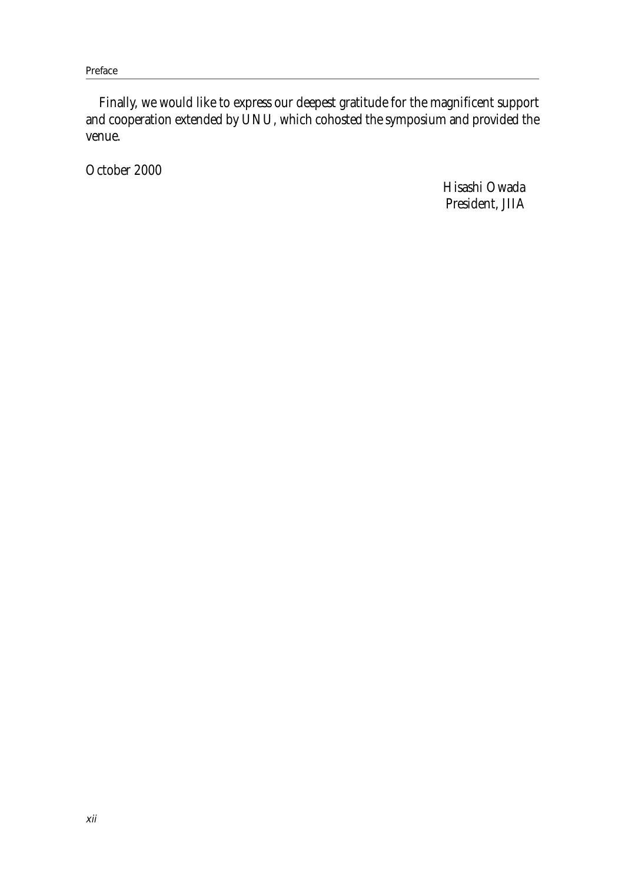Finally, we would like to express our deepest gratitude for the magnificent support and cooperation extended by UNU, which cohosted the symposium and provided the venue.

October 2000

Hisashi Owada
President, JIIA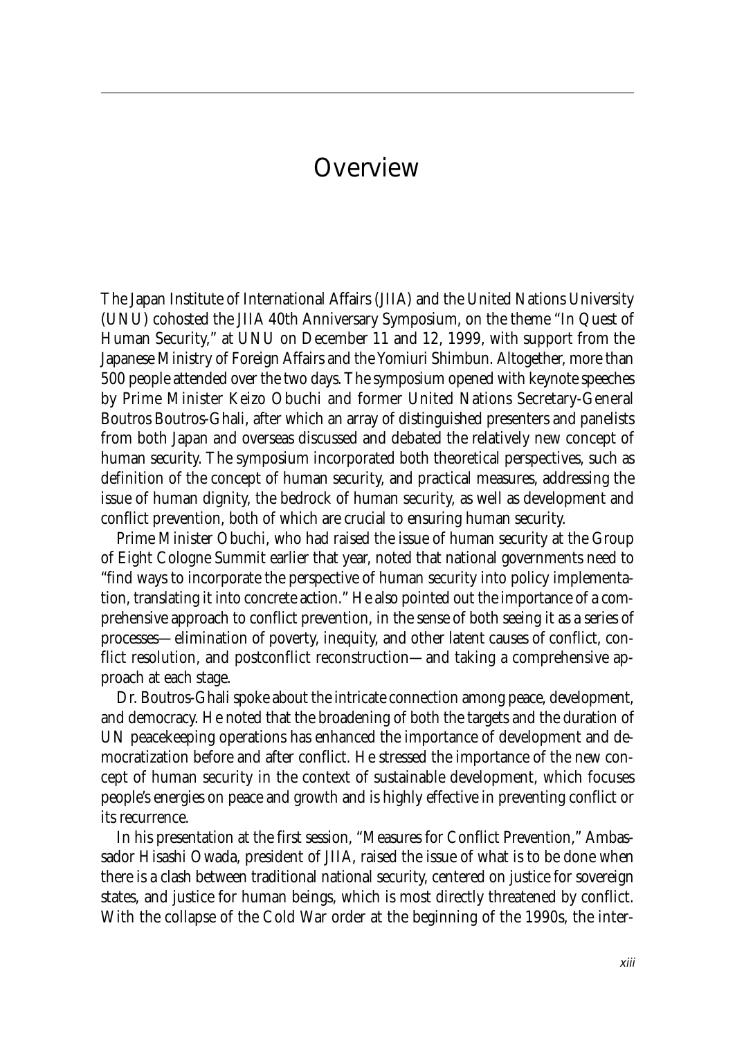# Overview

The Japan Institute of International Affairs (JIIA) and the United Nations University (UNU) cohosted the JIIA 40th Anniversary Symposium, on the theme "In Quest of Human Security," at UNU on December 11 and 12, 1999, with support from the Japanese Ministry of Foreign Affairs and the Yomiuri Shimbun. Altogether, more than 500 people attended over the two days. The symposium opened with keynote speeches by Prime Minister Keizo Obuchi and former United Nations Secretary-General Boutros Boutros-Ghali, after which an array of distinguished presenters and panelists from both Japan and overseas discussed and debated the relatively new concept of human security. The symposium incorporated both theoretical perspectives, such as definition of the concept of human security, and practical measures, addressing the issue of human dignity, the bedrock of human security, as well as development and conflict prevention, both of which are crucial to ensuring human security.

Prime Minister Obuchi, who had raised the issue of human security at the Group of Eight Cologne Summit earlier that year, noted that national governments need to "find ways to incorporate the perspective of human security into policy implementation, translating it into concrete action." He also pointed out the importance of a comprehensive approach to conflict prevention, in the sense of both seeing it as a series of processes—elimination of poverty, inequity, and other latent causes of conflict, conflict resolution, and postconflict reconstruction—and taking a comprehensive approach at each stage.

Dr. Boutros-Ghali spoke about the intricate connection among peace, development, and democracy. He noted that the broadening of both the targets and the duration of UN peacekeeping operations has enhanced the importance of development and democratization before and after conflict. He stressed the importance of the new concept of human security in the context of sustainable development, which focuses people's energies on peace and growth and is highly effective in preventing conflict or its recurrence.

In his presentation at the first session, "Measures for Conflict Prevention," Ambassador Hisashi Owada, president of JIIA, raised the issue of what is to be done when there is a clash between traditional national security, centered on justice for sovereign states, and justice for human beings, which is most directly threatened by conflict. With the collapse of the Cold War order at the beginning of the 1990s, the inter-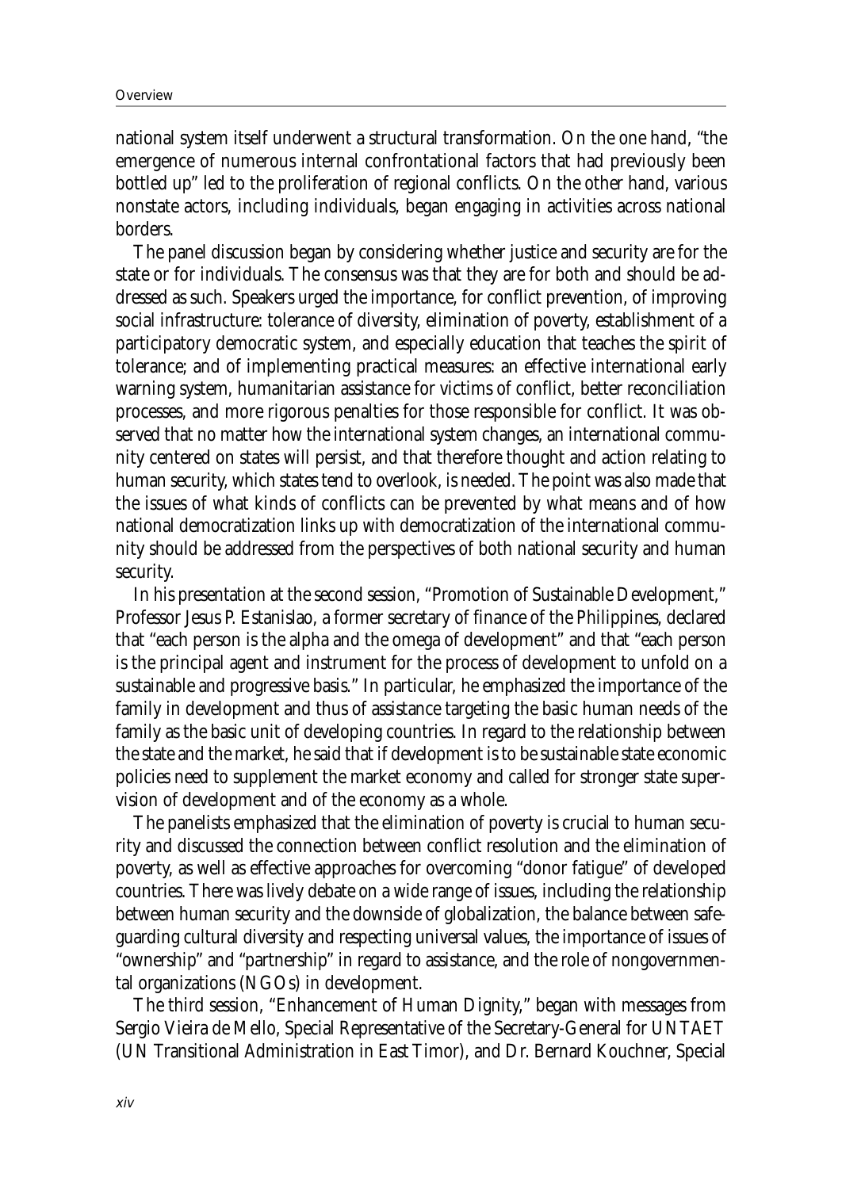national system itself underwent a structural transformation. On the one hand, "the emergence of numerous internal confrontational factors that had previously been bottled up" led to the proliferation of regional conflicts. On the other hand, various nonstate actors, including individuals, began engaging in activities across national borders.

The panel discussion began by considering whether justice and security are for the state or for individuals. The consensus was that they are for both and should be addressed as such. Speakers urged the importance, for conflict prevention, of improving social infrastructure: tolerance of diversity, elimination of poverty, establishment of a participatory democratic system, and especially education that teaches the spirit of tolerance; and of implementing practical measures: an effective international early warning system, humanitarian assistance for victims of conflict, better reconciliation processes, and more rigorous penalties for those responsible for conflict. It was observed that no matter how the international system changes, an international community centered on states will persist, and that therefore thought and action relating to human security, which states tend to overlook, is needed. The point was also made that the issues of what kinds of conflicts can be prevented by what means and of how national democratization links up with democratization of the international community should be addressed from the perspectives of both national security and human security.

In his presentation at the second session, "Promotion of Sustainable Development," Professor Jesus P. Estanislao, a former secretary of finance of the Philippines, declared that "each person is the alpha and the omega of development" and that "each person is the principal agent and instrument for the process of development to unfold on a sustainable and progressive basis." In particular, he emphasized the importance of the family in development and thus of assistance targeting the basic human needs of the family as the basic unit of developing countries. In regard to the relationship between the state and the market, he said that if development is to be sustainable state economic policies need to supplement the market economy and called for stronger state supervision of development and of the economy as a whole.

The panelists emphasized that the elimination of poverty is crucial to human security and discussed the connection between conflict resolution and the elimination of poverty, as well as effective approaches for overcoming "donor fatigue" of developed countries. There was lively debate on a wide range of issues, including the relationship between human security and the downside of globalization, the balance between safeguarding cultural diversity and respecting universal values, the importance of issues of "ownership" and "partnership" in regard to assistance, and the role of nongovernmental organizations (NGOs) in development.

The third session, "Enhancement of Human Dignity," began with messages from Sergio Vieira de Mello, Special Representative of the Secretary-General for UNTAET (UN Transitional Administration in East Timor), and Dr. Bernard Kouchner, Special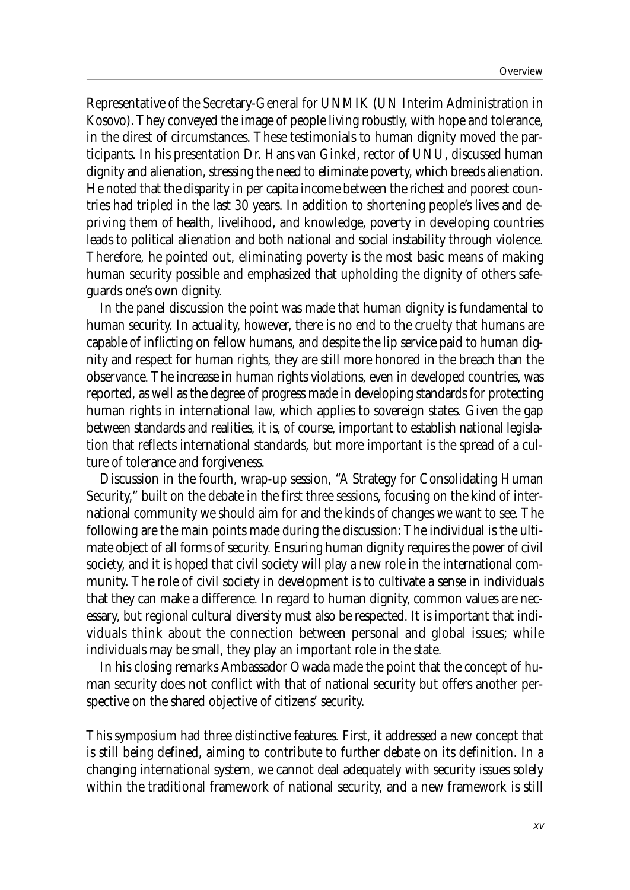Representative of the Secretary-General for UNMIK (UN Interim Administration in Kosovo). They conveyed the image of people living robustly, with hope and tolerance, in the direst of circumstances. These testimonials to human dignity moved the participants. In his presentation Dr. Hans van Ginkel, rector of UNU, discussed human dignity and alienation, stressing the need to eliminate poverty, which breeds alienation. He noted that the disparity in per capita income between the richest and poorest countries had tripled in the last 30 years. In addition to shortening people's lives and depriving them of health, livelihood, and knowledge, poverty in developing countries leads to political alienation and both national and social instability through violence. Therefore, he pointed out, eliminating poverty is the most basic means of making human security possible and emphasized that upholding the dignity of others safeguards one's own dignity.

In the panel discussion the point was made that human dignity is fundamental to human security. In actuality, however, there is no end to the cruelty that humans are capable of inflicting on fellow humans, and despite the lip service paid to human dignity and respect for human rights, they are still more honored in the breach than the observance. The increase in human rights violations, even in developed countries, was reported, as well as the degree of progress made in developing standards for protecting human rights in international law, which applies to sovereign states. Given the gap between standards and realities, it is, of course, important to establish national legislation that reflects international standards, but more important is the spread of a culture of tolerance and forgiveness.

Discussion in the fourth, wrap-up session, "A Strategy for Consolidating Human Security," built on the debate in the first three sessions, focusing on the kind of international community we should aim for and the kinds of changes we want to see. The following are the main points made during the discussion: The individual is the ultimate object of all forms of security. Ensuring human dignity requires the power of civil society, and it is hoped that civil society will play a new role in the international community. The role of civil society in development is to cultivate a sense in individuals that they can make a difference. In regard to human dignity, common values are necessary, but regional cultural diversity must also be respected. It is important that individuals think about the connection between personal and global issues; while individuals may be small, they play an important role in the state.

In his closing remarks Ambassador Owada made the point that the concept of human security does not conflict with that of national security but offers another perspective on the shared objective of citizens' security.

This symposium had three distinctive features. First, it addressed a new concept that is still being defined, aiming to contribute to further debate on its definition. In a changing international system, we cannot deal adequately with security issues solely within the traditional framework of national security, and a new framework is still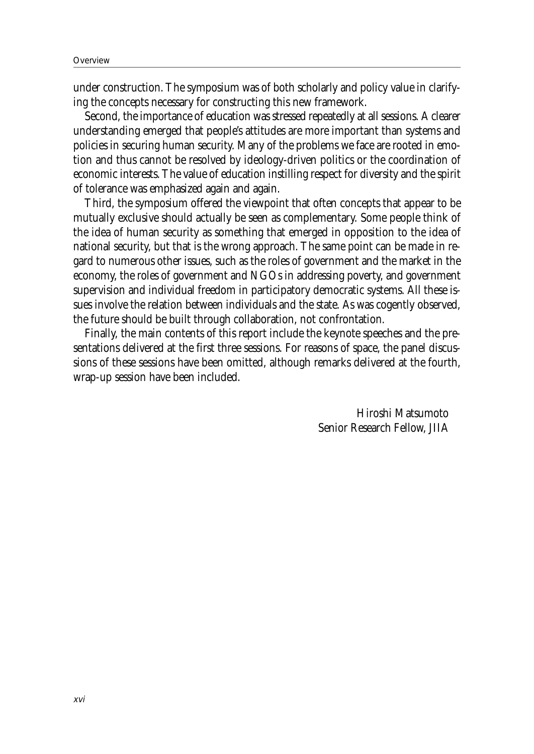under construction. The symposium was of both scholarly and policy value in clarifying the concepts necessary for constructing this new framework.

Second, the importance of education was stressed repeatedly at all sessions. A clearer understanding emerged that people's attitudes are more important than systems and policies in securing human security. Many of the problems we face are rooted in emotion and thus cannot be resolved by ideology-driven politics or the coordination of economic interests. The value of education instilling respect for diversity and the spirit of tolerance was emphasized again and again.

Third, the symposium offered the viewpoint that often concepts that appear to be mutually exclusive should actually be seen as complementary. Some people think of the idea of human security as something that emerged in opposition to the idea of national security, but that is the wrong approach. The same point can be made in regard to numerous other issues, such as the roles of government and the market in the economy, the roles of government and NGOs in addressing poverty, and government supervision and individual freedom in participatory democratic systems. All these issues involve the relation between individuals and the state. As was cogently observed, the future should be built through collaboration, not confrontation.

Finally, the main contents of this report include the keynote speeches and the presentations delivered at the first three sessions. For reasons of space, the panel discussions of these sessions have been omitted, although remarks delivered at the fourth, wrap-up session have been included.

Hiroshi Matsumoto
Senior Research Fellow, JIIA